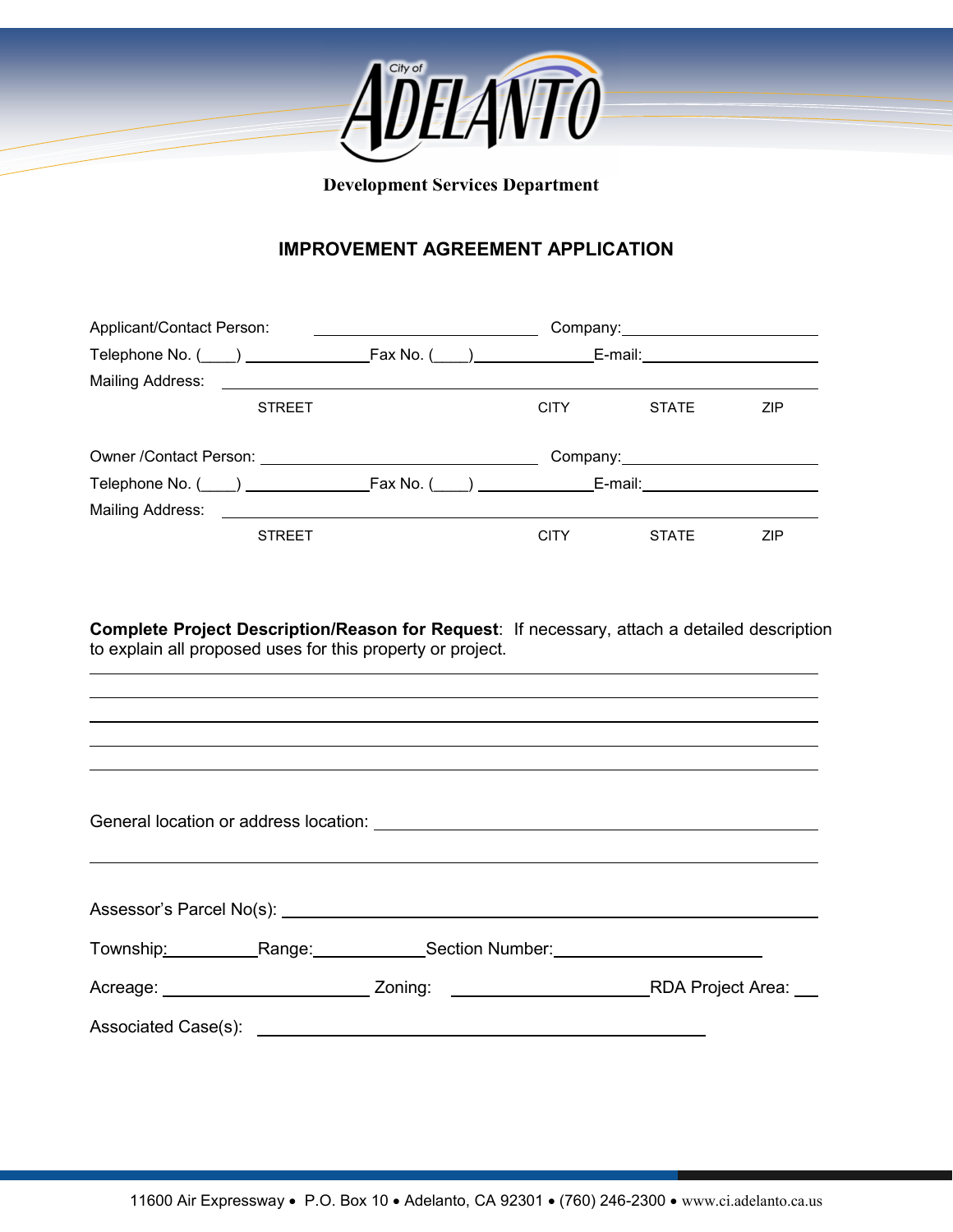City of ADELANTO

**Development Services Department**

## IMPROVEMENT AGREEMENT APPLICATION

Applicant/Contact Person: ______________________ Company: ____________________

Telephone No. (____) ______________ Fax No. (____) ______________ E-mail: ____________________

Mailing Address: ____________________________________________________________

STREET CITY STATE ZIP

Owner /Contact Person: ______________________ Company: ____________________

Telephone No. (____) ______________ Fax No. (____) ______________ E-mail: ____________________

Mailing Address: ____________________________________________________________

STREET CITY STATE ZIP

**Complete Project Description/Reason for Request**: If necessary, attach a detailed description to explain all proposed uses for this property or project.

________________________________________________________________________________

________________________________________________________________________________

________________________________________________________________________________

________________________________________________________________________________

________________________________________________________________________________

General location or address location: ____________________________________________

________________________________________________________________________________

Assessor's Parcel No(s): ________________________________________________________

Township: __________ Range: ____________ Section Number: ______________________

Acreage: ______________________ Zoning: ______________________ RDA Project Area: ___

Associated Case(s): ____________________________________________________

11600 Air Expressway • P.O. Box 10 • Adelanto, CA 92301 • (760) 246-2300 • www.ci.adelanto.ca.us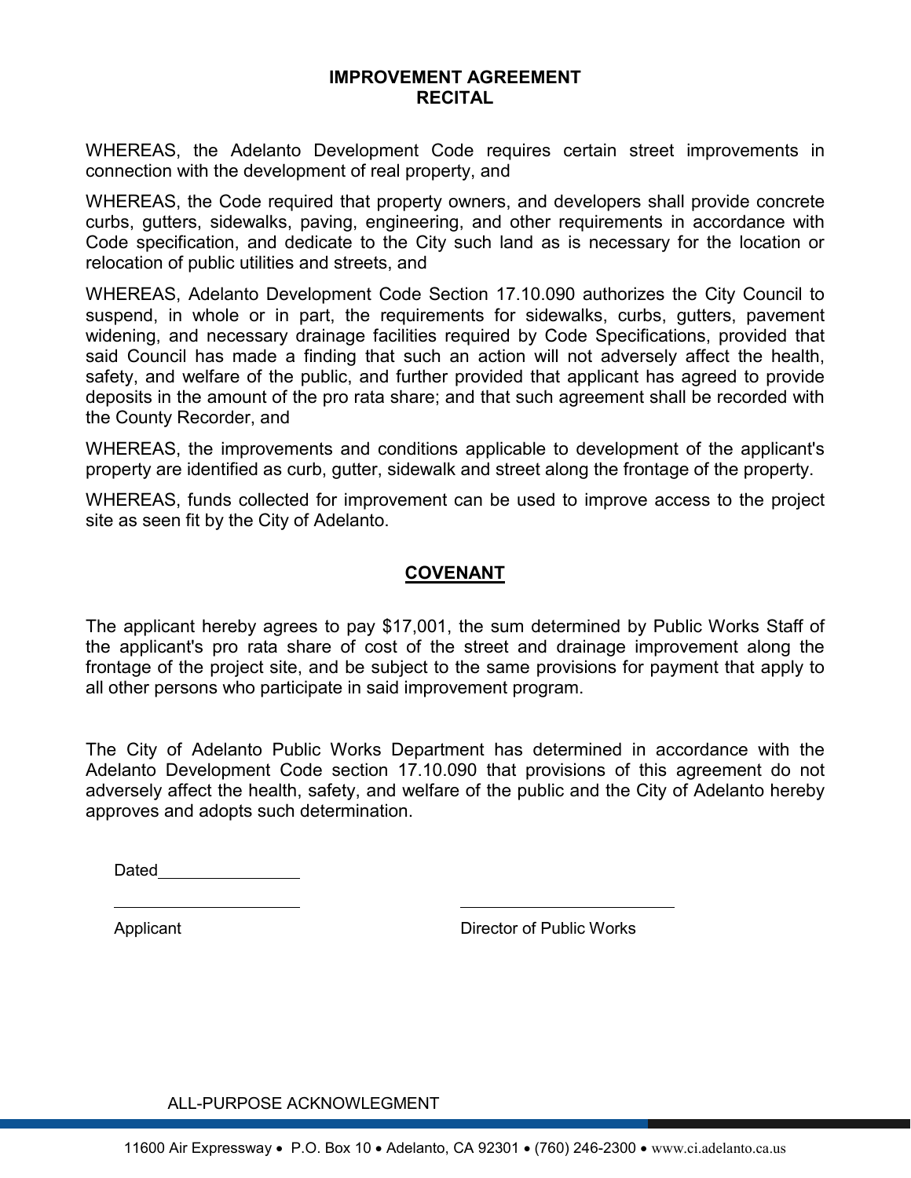# IMPROVEMENT AGREEMENT
## RECITAL

WHEREAS, the Adelanto Development Code requires certain street improvements in connection with the development of real property, and

WHEREAS, the Code required that property owners, and developers shall provide concrete curbs, gutters, sidewalks, paving, engineering, and other requirements in accordance with Code specification, and dedicate to the City such land as is necessary for the location or relocation of public utilities and streets, and

WHEREAS, Adelanto Development Code Section 17.10.090 authorizes the City Council to suspend, in whole or in part, the requirements for sidewalks, curbs, gutters, pavement widening, and necessary drainage facilities required by Code Specifications, provided that said Council has made a finding that such an action will not adversely affect the health, safety, and welfare of the public, and further provided that applicant has agreed to provide deposits in the amount of the pro rata share; and that such agreement shall be recorded with the County Recorder, and

WHEREAS, the improvements and conditions applicable to development of the applicant's property are identified as curb, gutter, sidewalk and street along the frontage of the property.

WHEREAS, funds collected for improvement can be used to improve access to the project site as seen fit by the City of Adelanto.

## COVENANT

The applicant hereby agrees to pay $17,001, the sum determined by Public Works Staff of the applicant's pro rata share of cost of the street and drainage improvement along the frontage of the project site, and be subject to the same provisions for payment that apply to all other persons who participate in said improvement program.

The City of Adelanto Public Works Department has determined in accordance with the Adelanto Development Code section 17.10.090 that provisions of this agreement do not adversely affect the health, safety, and welfare of the public and the City of Adelanto hereby approves and adopts such determination.

Dated_______________

_____________________ _____________________

Applicant Director of Public Works

ALL-PURPOSE ACKNOWLEGMENT

11600 Air Expressway • P.O. Box 10 • Adelanto, CA 92301 • (760) 246-2300 • www.ci.adelanto.ca.us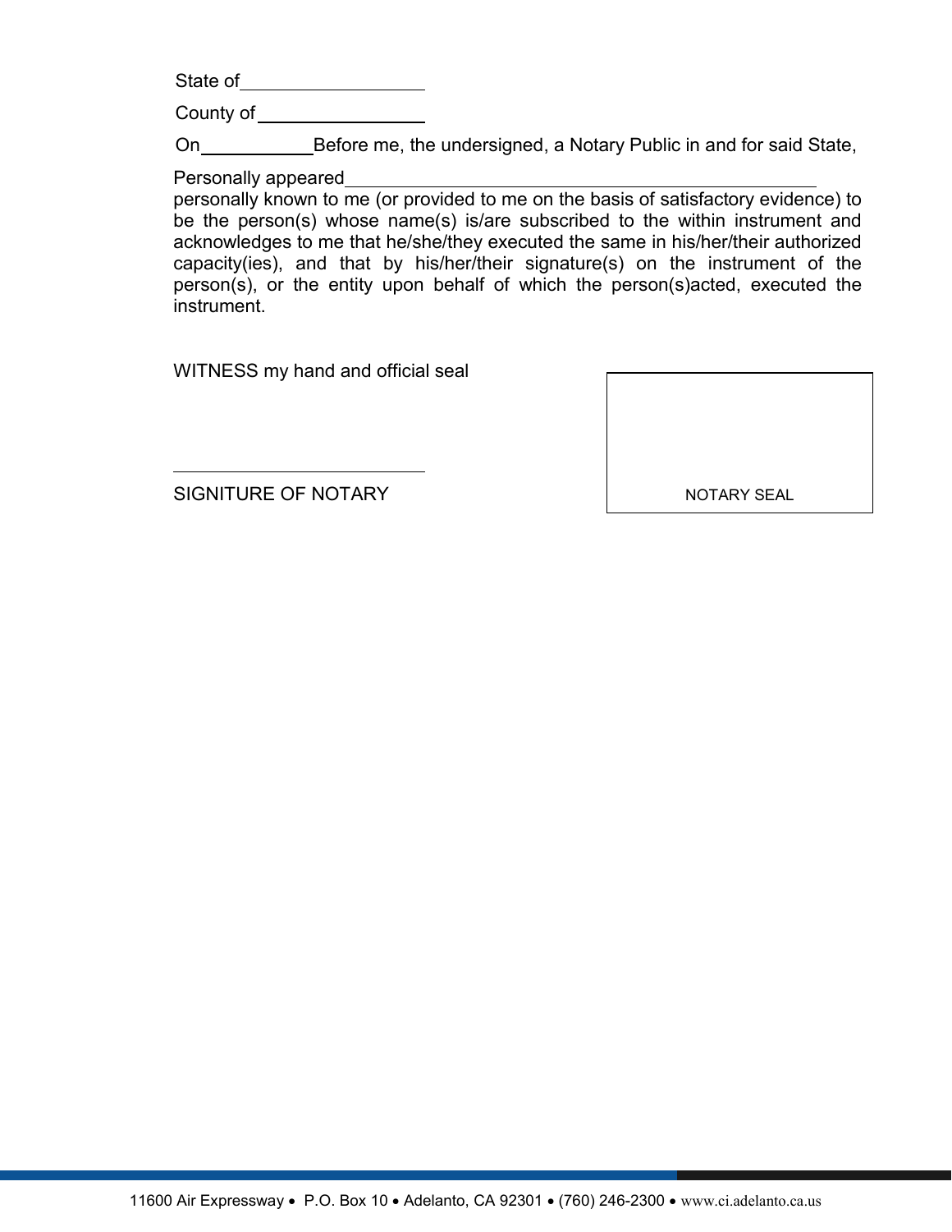State of ____________________

County of __________________

On ____________ Before me, the undersigned, a Notary Public in and for said State,

Personally appeared ____________________________________________________
personally known to me (or provided to me on the basis of satisfactory evidence) to be the person(s) whose name(s) is/are subscribed to the within instrument and acknowledges to me that he/she/they executed the same in his/her/their authorized capacity(ies), and that by his/her/their signature(s) on the instrument of the person(s), or the entity upon behalf of which the person(s)acted, executed the instrument.

WITNESS my hand and official seal

____________________________

SIGNITURE OF NOTARY

NOTARY SEAL

11600 Air Expressway • P.O. Box 10 • Adelanto, CA 92301 • (760) 246-2300 • www.ci.adelanto.ca.us